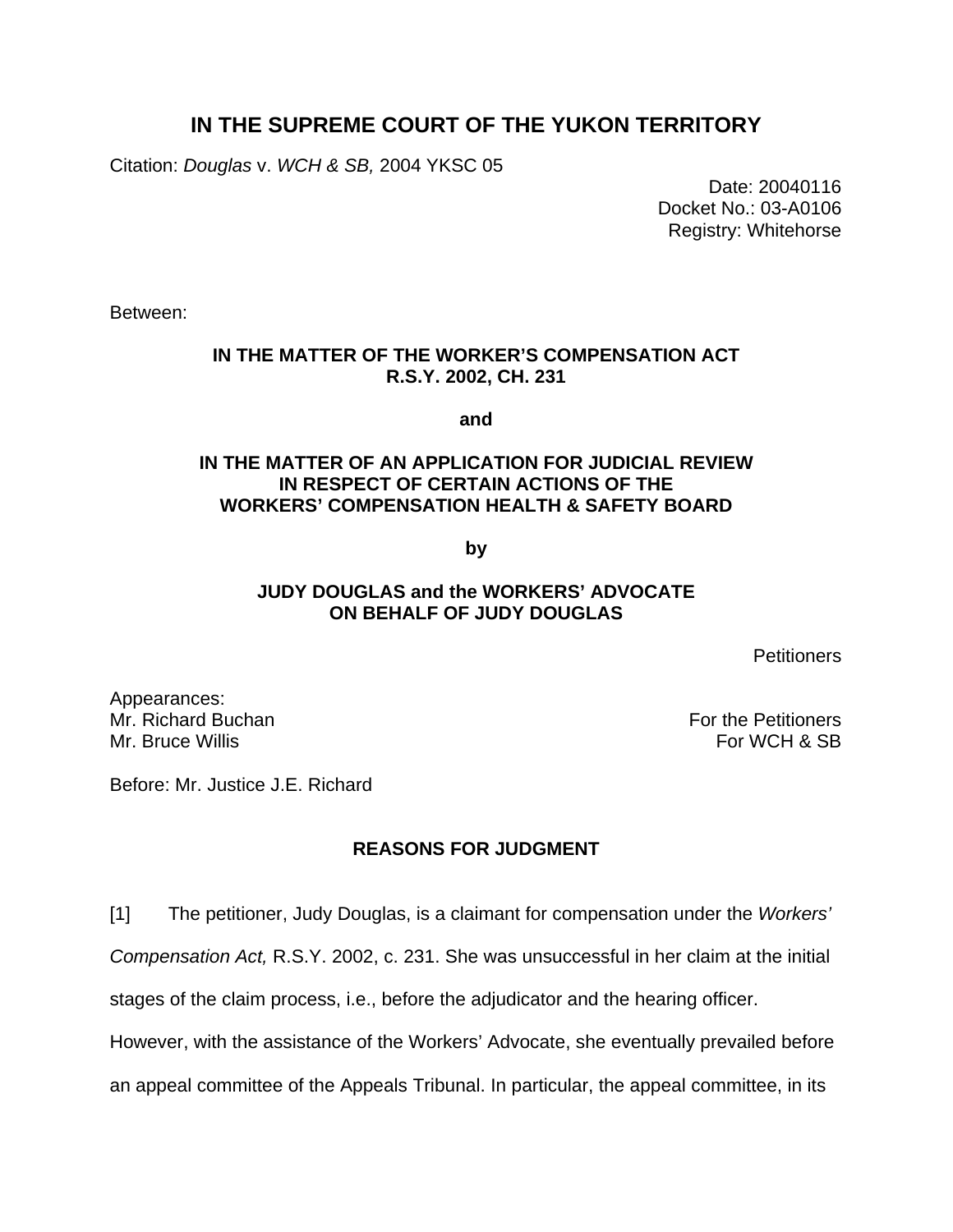# IN THE SUPREME COURT OF THE YUKON TERRITORY

Citation: *Douglas* v. *WCH & SB,* 2004 YKSC 05

Date: 20040116
Docket No.: 03-A0106
Registry: Whitehorse

Between:

**IN THE MATTER OF THE WORKER'S COMPENSATION ACT**
**R.S.Y. 2002, CH. 231**

**and**

**IN THE MATTER OF AN APPLICATION FOR JUDICIAL REVIEW**
**IN RESPECT OF CERTAIN ACTIONS OF THE**
**WORKERS' COMPENSATION HEALTH & SAFETY BOARD**

**by**

**JUDY DOUGLAS and the WORKERS' ADVOCATE**
**ON BEHALF OF JUDY DOUGLAS**

Petitioners

Appearances:
Mr. Richard Buchan — For the Petitioners
Mr. Bruce Willis — For WCH & SB

Before: Mr. Justice J.E. Richard

## REASONS FOR JUDGMENT

[1] The petitioner, Judy Douglas, is a claimant for compensation under the *Workers' Compensation Act,* R.S.Y. 2002, c. 231. She was unsuccessful in her claim at the initial stages of the claim process, i.e., before the adjudicator and the hearing officer. However, with the assistance of the Workers' Advocate, she eventually prevailed before an appeal committee of the Appeals Tribunal. In particular, the appeal committee, in its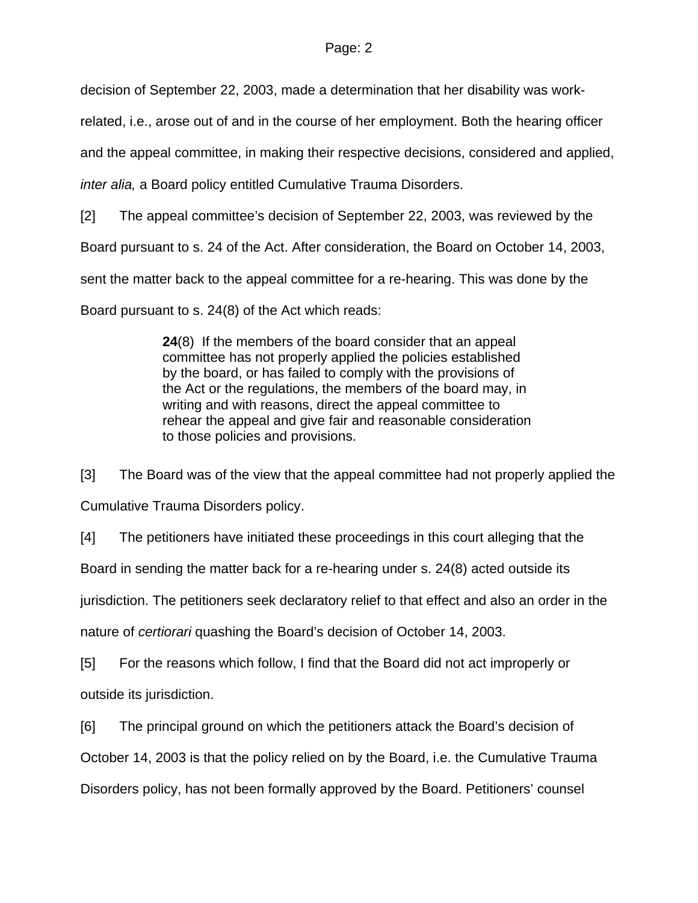decision of September 22, 2003, made a determination that her disability was work-related, i.e., arose out of and in the course of her employment. Both the hearing officer and the appeal committee, in making their respective decisions, considered and applied, *inter alia,* a Board policy entitled Cumulative Trauma Disorders.

[2] The appeal committee's decision of September 22, 2003, was reviewed by the Board pursuant to s. 24 of the Act. After consideration, the Board on October 14, 2003, sent the matter back to the appeal committee for a re-hearing. This was done by the Board pursuant to s. 24(8) of the Act which reads:

> **24**(8) If the members of the board consider that an appeal committee has not properly applied the policies established by the board, or has failed to comply with the provisions of the Act or the regulations, the members of the board may, in writing and with reasons, direct the appeal committee to rehear the appeal and give fair and reasonable consideration to those policies and provisions.

[3] The Board was of the view that the appeal committee had not properly applied the Cumulative Trauma Disorders policy.

[4] The petitioners have initiated these proceedings in this court alleging that the Board in sending the matter back for a re-hearing under s. 24(8) acted outside its jurisdiction. The petitioners seek declaratory relief to that effect and also an order in the nature of *certiorari* quashing the Board's decision of October 14, 2003.

[5] For the reasons which follow, I find that the Board did not act improperly or outside its jurisdiction.

[6] The principal ground on which the petitioners attack the Board's decision of October 14, 2003 is that the policy relied on by the Board, i.e. the Cumulative Trauma Disorders policy, has not been formally approved by the Board. Petitioners' counsel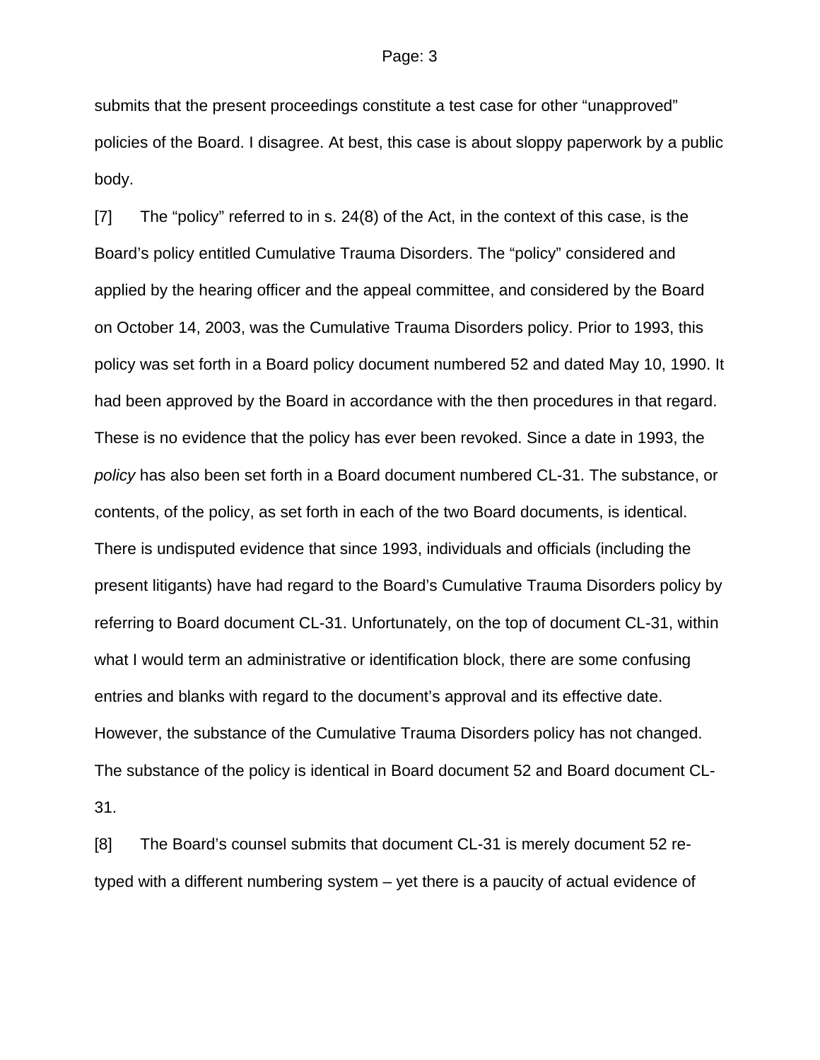submits that the present proceedings constitute a test case for other “unapproved” policies of the Board. I disagree. At best, this case is about sloppy paperwork by a public body.

[7] The “policy” referred to in s. 24(8) of the Act, in the context of this case, is the Board’s policy entitled Cumulative Trauma Disorders. The “policy” considered and applied by the hearing officer and the appeal committee, and considered by the Board on October 14, 2003, was the Cumulative Trauma Disorders policy. Prior to 1993, this policy was set forth in a Board policy document numbered 52 and dated May 10, 1990. It had been approved by the Board in accordance with the then procedures in that regard. These is no evidence that the policy has ever been revoked. Since a date in 1993, the *policy* has also been set forth in a Board document numbered CL-31. The substance, or contents, of the policy, as set forth in each of the two Board documents, is identical. There is undisputed evidence that since 1993, individuals and officials (including the present litigants) have had regard to the Board’s Cumulative Trauma Disorders policy by referring to Board document CL-31. Unfortunately, on the top of document CL-31, within what I would term an administrative or identification block, there are some confusing entries and blanks with regard to the document’s approval and its effective date. However, the substance of the Cumulative Trauma Disorders policy has not changed. The substance of the policy is identical in Board document 52 and Board document CL-31.

[8] The Board’s counsel submits that document CL-31 is merely document 52 re-typed with a different numbering system – yet there is a paucity of actual evidence of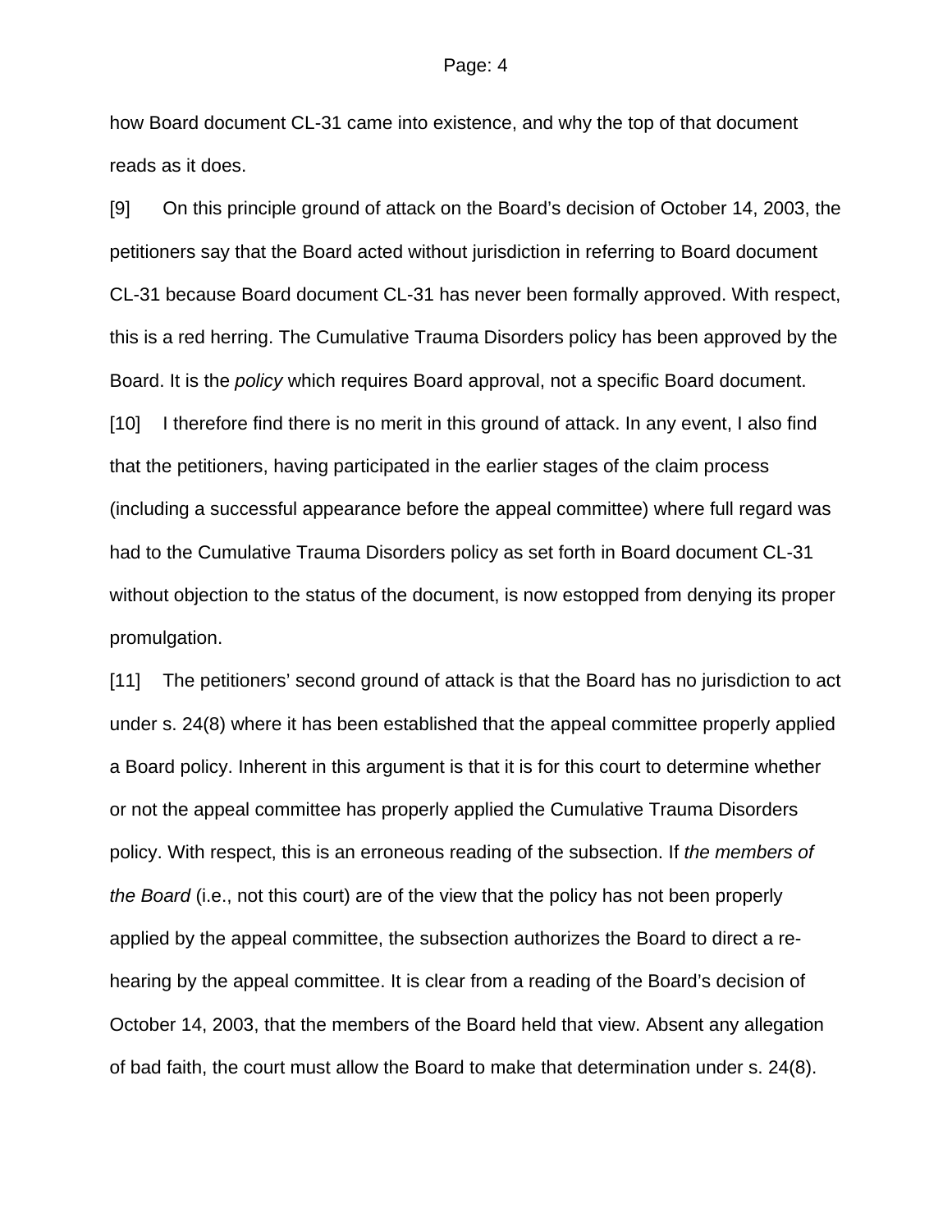how Board document CL-31 came into existence, and why the top of that document reads as it does.

[9] On this principle ground of attack on the Board's decision of October 14, 2003, the petitioners say that the Board acted without jurisdiction in referring to Board document CL-31 because Board document CL-31 has never been formally approved. With respect, this is a red herring. The Cumulative Trauma Disorders policy has been approved by the Board. It is the *policy* which requires Board approval, not a specific Board document.

[10] I therefore find there is no merit in this ground of attack. In any event, I also find that the petitioners, having participated in the earlier stages of the claim process (including a successful appearance before the appeal committee) where full regard was had to the Cumulative Trauma Disorders policy as set forth in Board document CL-31 without objection to the status of the document, is now estopped from denying its proper promulgation.

[11] The petitioners' second ground of attack is that the Board has no jurisdiction to act under s. 24(8) where it has been established that the appeal committee properly applied a Board policy. Inherent in this argument is that it is for this court to determine whether or not the appeal committee has properly applied the Cumulative Trauma Disorders policy. With respect, this is an erroneous reading of the subsection. If *the members of the Board* (i.e., not this court) are of the view that the policy has not been properly applied by the appeal committee, the subsection authorizes the Board to direct a re-hearing by the appeal committee. It is clear from a reading of the Board's decision of October 14, 2003, that the members of the Board held that view. Absent any allegation of bad faith, the court must allow the Board to make that determination under s. 24(8).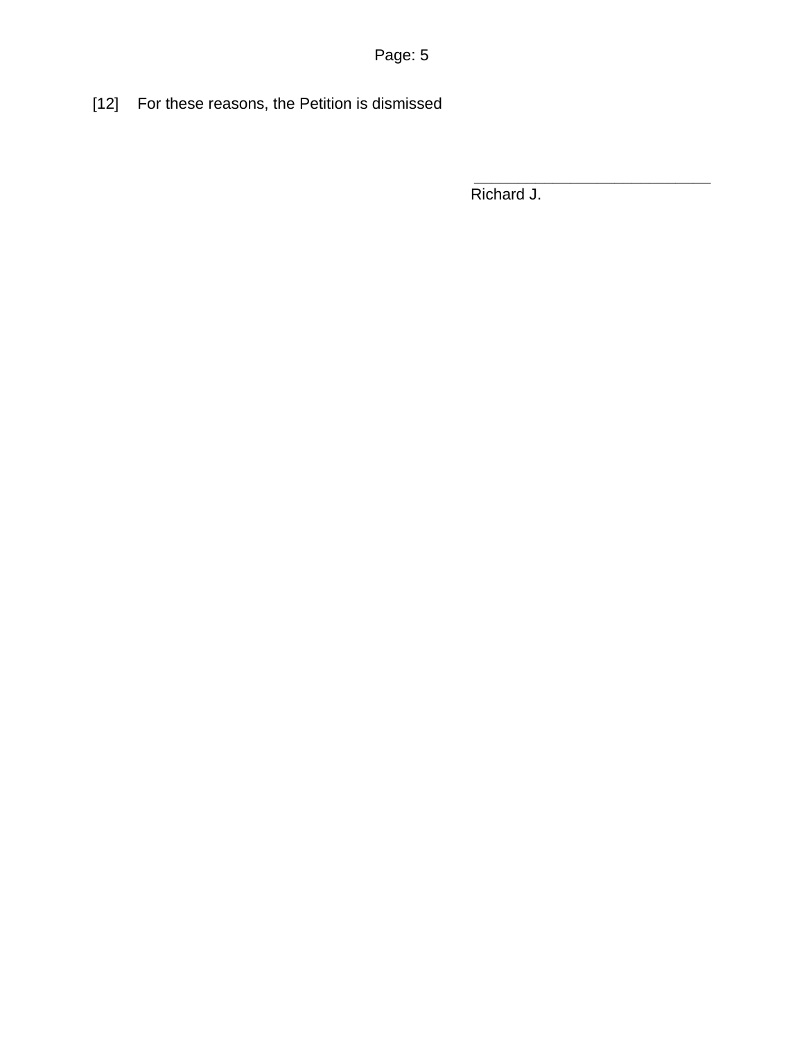[12] For these reasons, the Petition is dismissed

\_\_\_\_\_\_\_\_\_\_\_\_\_\_\_\_\_\_\_\_\_\_\_\_\_\_\_\_\_\_

Richard J.